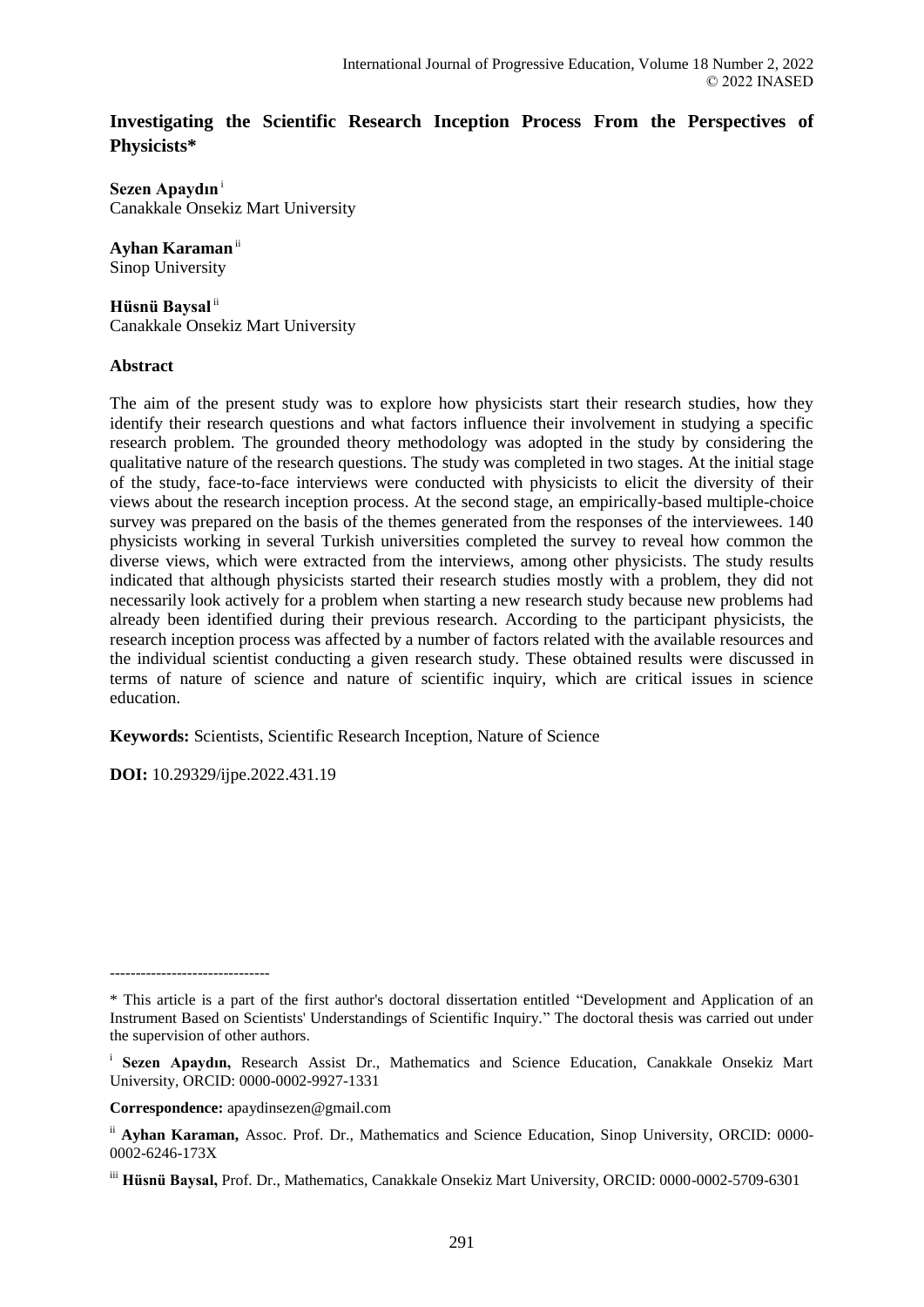# Investigating the Scientific Research Inception Process From the Perspectives of Physicists*

**Sezen Apaydın** [i]
Canakkale Onsekiz Mart University

**Ayhan Karaman** [ii]
Sinop University

**Hüsnü Baysal** [ii]
Canakkale Onsekiz Mart University

## Abstract

The aim of the present study was to explore how physicists start their research studies, how they identify their research questions and what factors influence their involvement in studying a specific research problem. The grounded theory methodology was adopted in the study by considering the qualitative nature of the research questions. The study was completed in two stages. At the initial stage of the study, face-to-face interviews were conducted with physicists to elicit the diversity of their views about the research inception process. At the second stage, an empirically-based multiple-choice survey was prepared on the basis of the themes generated from the responses of the interviewees. 140 physicists working in several Turkish universities completed the survey to reveal how common the diverse views, which were extracted from the interviews, among other physicists. The study results indicated that although physicists started their research studies mostly with a problem, they did not necessarily look actively for a problem when starting a new research study because new problems had already been identified during their previous research. According to the participant physicists, the research inception process was affected by a number of factors related with the available resources and the individual scientist conducting a given research study. These obtained results were discussed in terms of nature of science and nature of scientific inquiry, which are critical issues in science education.

**Keywords:** Scientists, Scientific Research Inception, Nature of Science

**DOI:** 10.29329/ijpe.2022.431.19

-------------------------------

* This article is a part of the first author's doctoral dissertation entitled "Development and Application of an Instrument Based on Scientists' Understandings of Scientific Inquiry." The doctoral thesis was carried out under the supervision of other authors.

[i] **Sezen Apaydın,** Research Assist Dr., Mathematics and Science Education, Canakkale Onsekiz Mart University, ORCID: 0000-0002-9927-1331

**Correspondence:** apaydinsezen@gmail.com

[ii] **Ayhan Karaman,** Assoc. Prof. Dr., Mathematics and Science Education, Sinop University, ORCID: 0000-0002-6246-173X

[iii] **Hüsnü Baysal,** Prof. Dr., Mathematics, Canakkale Onsekiz Mart University, ORCID: 0000-0002-5709-6301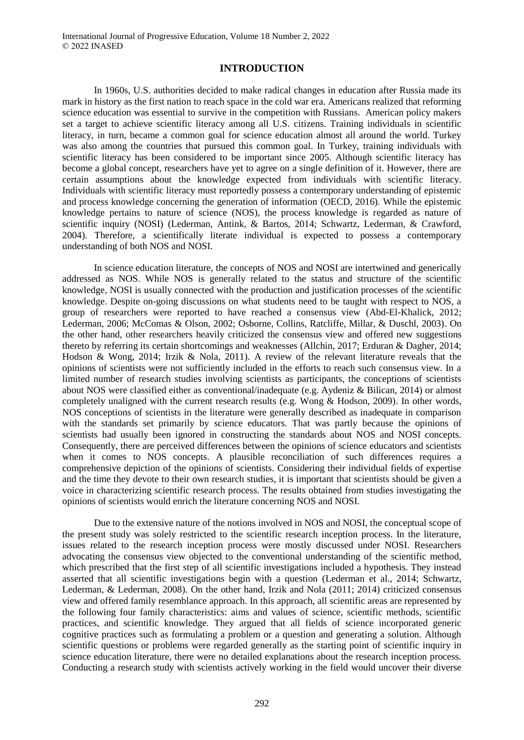# INTRODUCTION

In 1960s, U.S. authorities decided to make radical changes in education after Russia made its mark in history as the first nation to reach space in the cold war era. Americans realized that reforming science education was essential to survive in the competition with Russians. American policy makers set a target to achieve scientific literacy among all U.S. citizens. Training individuals in scientific literacy, in turn, became a common goal for science education almost all around the world. Turkey was also among the countries that pursued this common goal. In Turkey, training individuals with scientific literacy has been considered to be important since 2005. Although scientific literacy has become a global concept, researchers have yet to agree on a single definition of it. However, there are certain assumptions about the knowledge expected from individuals with scientific literacy. Individuals with scientific literacy must reportedly possess a contemporary understanding of epistemic and process knowledge concerning the generation of information (OECD, 2016). While the epistemic knowledge pertains to nature of science (NOS), the process knowledge is regarded as nature of scientific inquiry (NOSI) (Lederman, Antink, & Bartos, 2014; Schwartz, Lederman, & Crawford, 2004). Therefore, a scientifically literate individual is expected to possess a contemporary understanding of both NOS and NOSI.

In science education literature, the concepts of NOS and NOSI are intertwined and generically addressed as NOS. While NOS is generally related to the status and structure of the scientific knowledge, NOSI is usually connected with the production and justification processes of the scientific knowledge. Despite on-going discussions on what students need to be taught with respect to NOS, a group of researchers were reported to have reached a consensus view (Abd-El-Khalick, 2012; Lederman, 2006; McComas & Olson, 2002; Osborne, Collins, Ratcliffe, Millar, & Duschl, 2003). On the other hand, other researchers heavily criticized the consensus view and offered new suggestions thereto by referring its certain shortcomings and weaknesses (Allchin, 2017; Erduran & Dagher, 2014; Hodson & Wong, 2014; Irzik & Nola, 2011). A review of the relevant literature reveals that the opinions of scientists were not sufficiently included in the efforts to reach such consensus view. In a limited number of research studies involving scientists as participants, the conceptions of scientists about NOS were classified either as conventional/inadequate (e.g. Aydeniz & Bilican, 2014) or almost completely unaligned with the current research results (e.g. Wong & Hodson, 2009). In other words, NOS conceptions of scientists in the literature were generally described as inadequate in comparison with the standards set primarily by science educators. That was partly because the opinions of scientists had usually been ignored in constructing the standards about NOS and NOSI concepts. Consequently, there are perceived differences between the opinions of science educators and scientists when it comes to NOS concepts. A plausible reconciliation of such differences requires a comprehensive depiction of the opinions of scientists. Considering their individual fields of expertise and the time they devote to their own research studies, it is important that scientists should be given a voice in characterizing scientific research process. The results obtained from studies investigating the opinions of scientists would enrich the literature concerning NOS and NOSI.

Due to the extensive nature of the notions involved in NOS and NOSI, the conceptual scope of the present study was solely restricted to the scientific research inception process. In the literature, issues related to the research inception process were mostly discussed under NOSI. Researchers advocating the consensus view objected to the conventional understanding of the scientific method, which prescribed that the first step of all scientific investigations included a hypothesis. They instead asserted that all scientific investigations begin with a question (Lederman et al., 2014; Schwartz, Lederman, & Lederman, 2008). On the other hand, Irzik and Nola (2011; 2014) criticized consensus view and offered family resemblance approach. In this approach, all scientific areas are represented by the following four family characteristics: aims and values of science, scientific methods, scientific practices, and scientific knowledge. They argued that all fields of science incorporated generic cognitive practices such as formulating a problem or a question and generating a solution. Although scientific questions or problems were regarded generally as the starting point of scientific inquiry in science education literature, there were no detailed explanations about the research inception process. Conducting a research study with scientists actively working in the field would uncover their diverse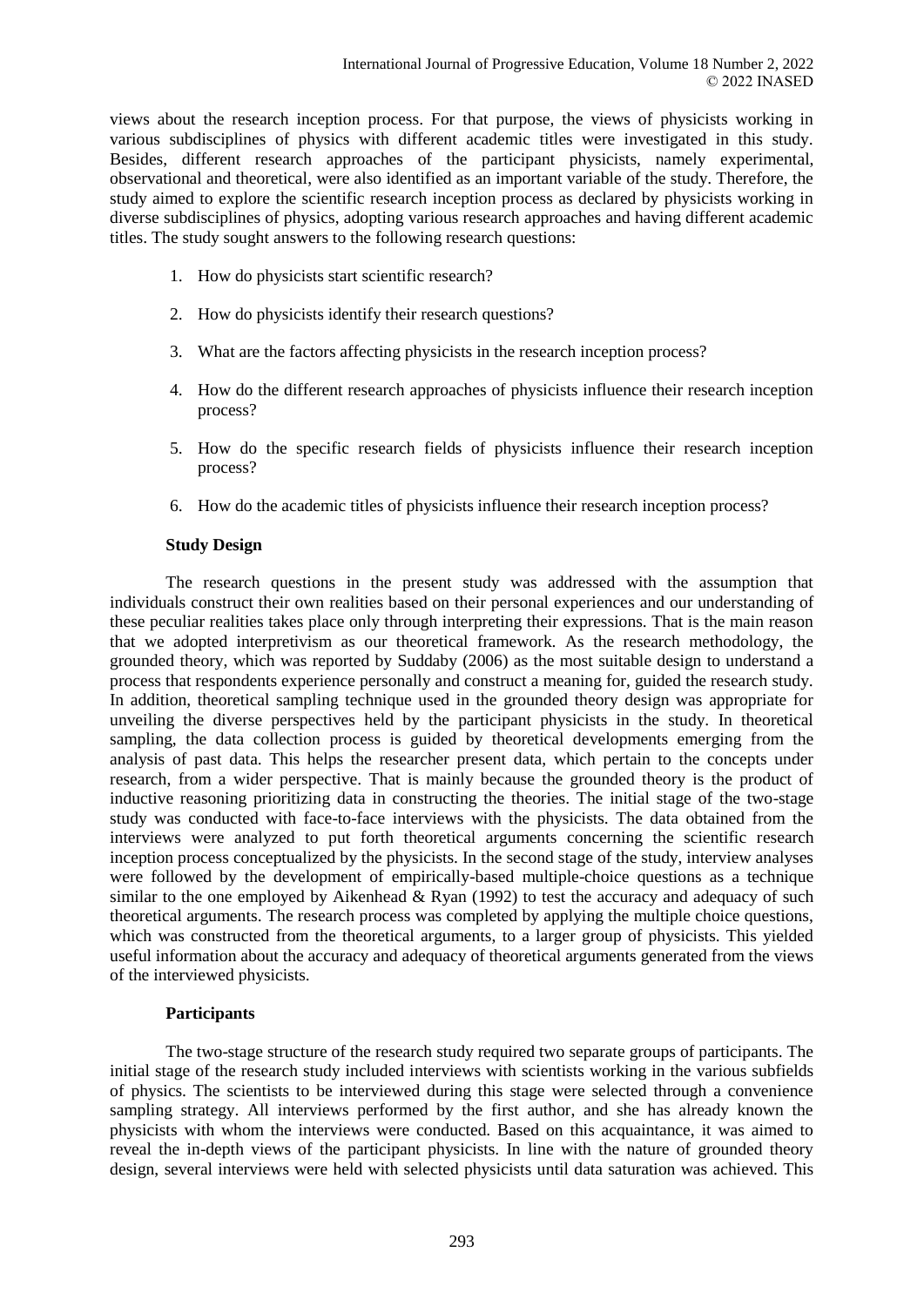views about the research inception process. For that purpose, the views of physicists working in various subdisciplines of physics with different academic titles were investigated in this study. Besides, different research approaches of the participant physicists, namely experimental, observational and theoretical, were also identified as an important variable of the study. Therefore, the study aimed to explore the scientific research inception process as declared by physicists working in diverse subdisciplines of physics, adopting various research approaches and having different academic titles. The study sought answers to the following research questions:

1. How do physicists start scientific research?
2. How do physicists identify their research questions?
3. What are the factors affecting physicists in the research inception process?
4. How do the different research approaches of physicists influence their research inception process?
5. How do the specific research fields of physicists influence their research inception process?
6. How do the academic titles of physicists influence their research inception process?

### Study Design

The research questions in the present study was addressed with the assumption that individuals construct their own realities based on their personal experiences and our understanding of these peculiar realities takes place only through interpreting their expressions. That is the main reason that we adopted interpretivism as our theoretical framework. As the research methodology, the grounded theory, which was reported by Suddaby (2006) as the most suitable design to understand a process that respondents experience personally and construct a meaning for, guided the research study. In addition, theoretical sampling technique used in the grounded theory design was appropriate for unveiling the diverse perspectives held by the participant physicists in the study. In theoretical sampling, the data collection process is guided by theoretical developments emerging from the analysis of past data. This helps the researcher present data, which pertain to the concepts under research, from a wider perspective. That is mainly because the grounded theory is the product of inductive reasoning prioritizing data in constructing the theories. The initial stage of the two-stage study was conducted with face-to-face interviews with the physicists. The data obtained from the interviews were analyzed to put forth theoretical arguments concerning the scientific research inception process conceptualized by the physicists. In the second stage of the study, interview analyses were followed by the development of empirically-based multiple-choice questions as a technique similar to the one employed by Aikenhead & Ryan (1992) to test the accuracy and adequacy of such theoretical arguments. The research process was completed by applying the multiple choice questions, which was constructed from the theoretical arguments, to a larger group of physicists. This yielded useful information about the accuracy and adequacy of theoretical arguments generated from the views of the interviewed physicists.

### Participants

The two-stage structure of the research study required two separate groups of participants. The initial stage of the research study included interviews with scientists working in the various subfields of physics. The scientists to be interviewed during this stage were selected through a convenience sampling strategy. All interviews performed by the first author, and she has already known the physicists with whom the interviews were conducted. Based on this acquaintance, it was aimed to reveal the in-depth views of the participant physicists. In line with the nature of grounded theory design, several interviews were held with selected physicists until data saturation was achieved. This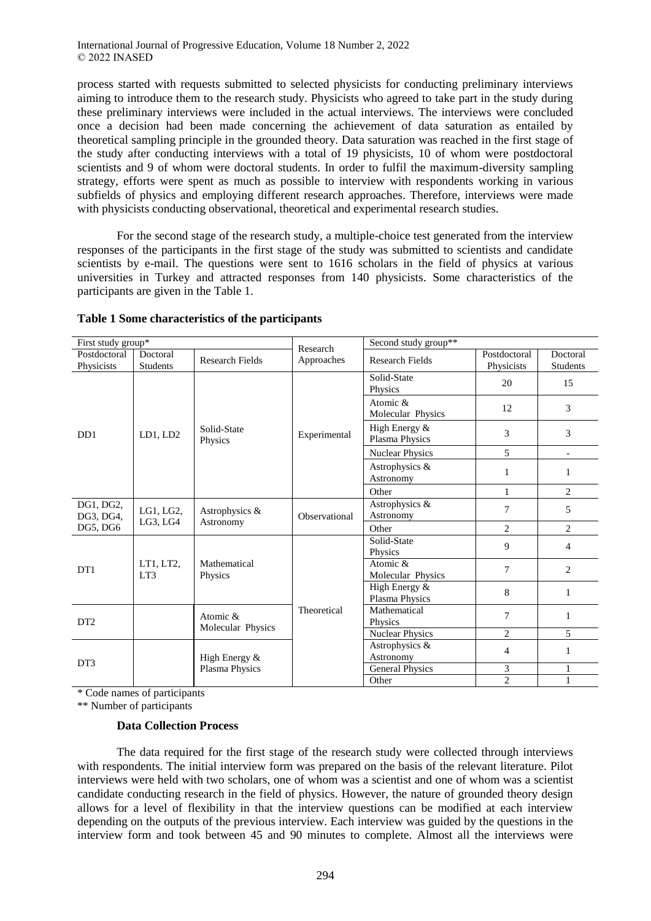process started with requests submitted to selected physicists for conducting preliminary interviews aiming to introduce them to the research study. Physicists who agreed to take part in the study during these preliminary interviews were included in the actual interviews. The interviews were concluded once a decision had been made concerning the achievement of data saturation as entailed by theoretical sampling principle in the grounded theory. Data saturation was reached in the first stage of the study after conducting interviews with a total of 19 physicists, 10 of whom were postdoctoral scientists and 9 of whom were doctoral students. In order to fulfil the maximum-diversity sampling strategy, efforts were spent as much as possible to interview with respondents working in various subfields of physics and employing different research approaches. Therefore, interviews were made with physicists conducting observational, theoretical and experimental research studies.

For the second stage of the research study, a multiple-choice test generated from the interview responses of the participants in the first stage of the study was submitted to scientists and candidate scientists by e-mail. The questions were sent to 1616 scholars in the field of physics at various universities in Turkey and attracted responses from 140 physicists. Some characteristics of the participants are given in the Table 1.

**Table 1 Some characteristics of the participants**

| First study group* | | | Research Approaches | Second study group** | | |
|---|---|---|---|---|---|---|
| Postdoctoral Physicists | Doctoral Students | Research Fields | | Research Fields | Postdoctoral Physicists | Doctoral Students |
| DD1 | LD1, LD2 | Solid-State Physics | Experimental | Solid-State Physics | 20 | 15 |
| | | | | Atomic & Molecular Physics | 12 | 3 |
| | | | | High Energy & Plasma Physics | 3 | 3 |
| | | | | Nuclear Physics | 5 | - |
| | | | | Astrophysics & Astronomy | 1 | 1 |
| | | | | Other | 1 | 2 |
| DG1, DG2, DG3, DG4, DG5, DG6 | LG1, LG2, LG3, LG4 | Astrophysics & Astronomy | Observational | Astrophysics & Astronomy | 7 | 5 |
| | | | | Other | 2 | 2 |
| DT1 | LT1, LT2, LT3 | Mathematical Physics | Theoretical | Solid-State Physics | 9 | 4 |
| | | | | Atomic & Molecular Physics | 7 | 2 |
| | | | | High Energy & Plasma Physics | 8 | 1 |
| DT2 | | Atomic & Molecular Physics | | Mathematical Physics | 7 | 1 |
| | | | | Nuclear Physics | 2 | 5 |
| DT3 | | High Energy & Plasma Physics | | Astrophysics & Astronomy | 4 | 1 |
| | | | | General Physics | 3 | 1 |
| | | | | Other | 2 | 1 |

\* Code names of participants

\*\* Number of participants

### Data Collection Process

The data required for the first stage of the research study were collected through interviews with respondents. The initial interview form was prepared on the basis of the relevant literature. Pilot interviews were held with two scholars, one of whom was a scientist and one of whom was a scientist candidate conducting research in the field of physics. However, the nature of grounded theory design allows for a level of flexibility in that the interview questions can be modified at each interview depending on the outputs of the previous interview. Each interview was guided by the questions in the interview form and took between 45 and 90 minutes to complete. Almost all the interviews were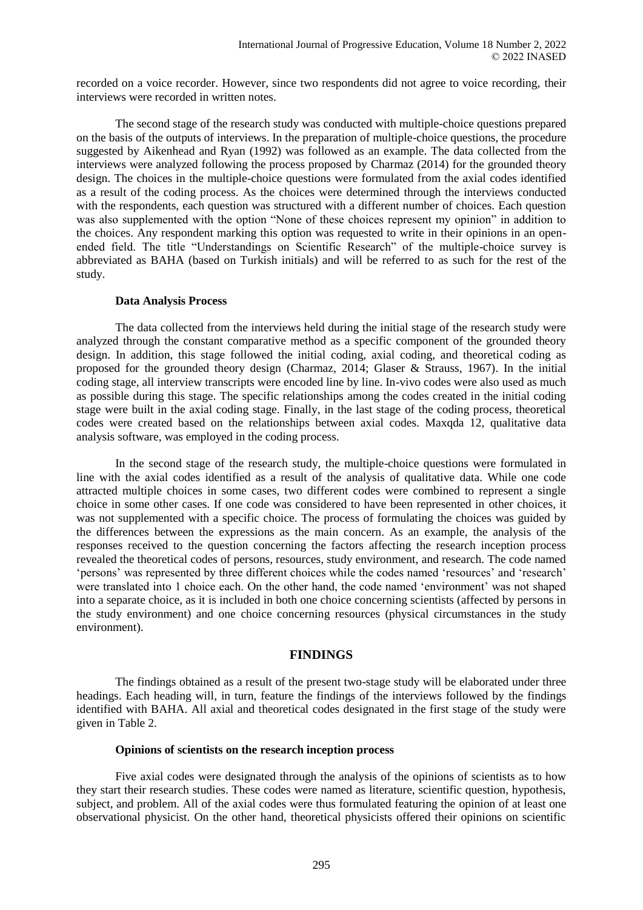recorded on a voice recorder. However, since two respondents did not agree to voice recording, their interviews were recorded in written notes.

The second stage of the research study was conducted with multiple-choice questions prepared on the basis of the outputs of interviews. In the preparation of multiple-choice questions, the procedure suggested by Aikenhead and Ryan (1992) was followed as an example. The data collected from the interviews were analyzed following the process proposed by Charmaz (2014) for the grounded theory design. The choices in the multiple-choice questions were formulated from the axial codes identified as a result of the coding process. As the choices were determined through the interviews conducted with the respondents, each question was structured with a different number of choices. Each question was also supplemented with the option "None of these choices represent my opinion" in addition to the choices. Any respondent marking this option was requested to write in their opinions in an open-ended field. The title "Understandings on Scientific Research" of the multiple-choice survey is abbreviated as BAHA (based on Turkish initials) and will be referred to as such for the rest of the study.

### Data Analysis Process

The data collected from the interviews held during the initial stage of the research study were analyzed through the constant comparative method as a specific component of the grounded theory design. In addition, this stage followed the initial coding, axial coding, and theoretical coding as proposed for the grounded theory design (Charmaz, 2014; Glaser & Strauss, 1967). In the initial coding stage, all interview transcripts were encoded line by line. In-vivo codes were also used as much as possible during this stage. The specific relationships among the codes created in the initial coding stage were built in the axial coding stage. Finally, in the last stage of the coding process, theoretical codes were created based on the relationships between axial codes. Maxqda 12, qualitative data analysis software, was employed in the coding process.

In the second stage of the research study, the multiple-choice questions were formulated in line with the axial codes identified as a result of the analysis of qualitative data. While one code attracted multiple choices in some cases, two different codes were combined to represent a single choice in some other cases. If one code was considered to have been represented in other choices, it was not supplemented with a specific choice. The process of formulating the choices was guided by the differences between the expressions as the main concern. As an example, the analysis of the responses received to the question concerning the factors affecting the research inception process revealed the theoretical codes of persons, resources, study environment, and research. The code named 'persons' was represented by three different choices while the codes named 'resources' and 'research' were translated into 1 choice each. On the other hand, the code named 'environment' was not shaped into a separate choice, as it is included in both one choice concerning scientists (affected by persons in the study environment) and one choice concerning resources (physical circumstances in the study environment).

## FINDINGS

The findings obtained as a result of the present two-stage study will be elaborated under three headings. Each heading will, in turn, feature the findings of the interviews followed by the findings identified with BAHA. All axial and theoretical codes designated in the first stage of the study were given in Table 2.

### Opinions of scientists on the research inception process

Five axial codes were designated through the analysis of the opinions of scientists as to how they start their research studies. These codes were named as literature, scientific question, hypothesis, subject, and problem. All of the axial codes were thus formulated featuring the opinion of at least one observational physicist. On the other hand, theoretical physicists offered their opinions on scientific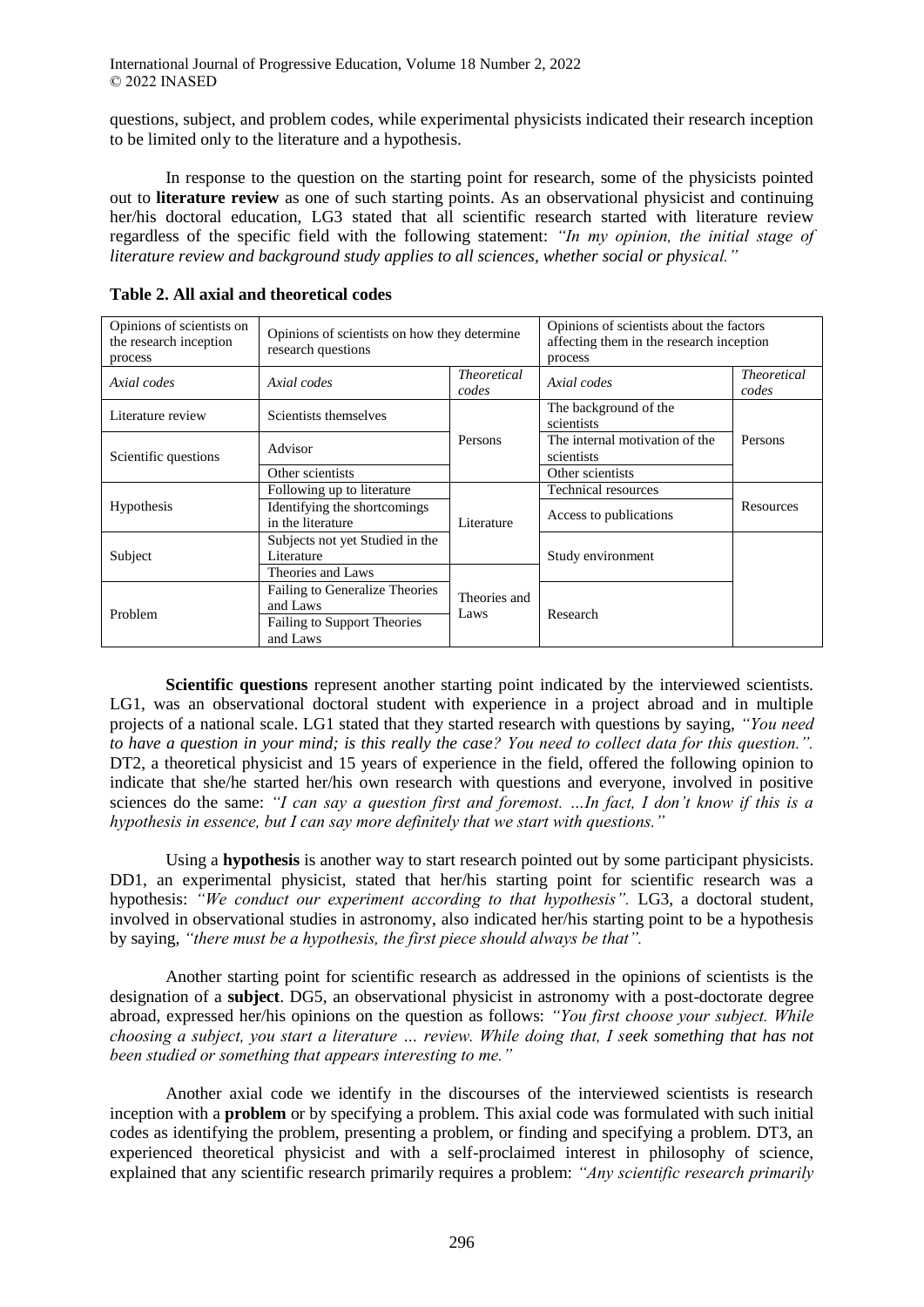questions, subject, and problem codes, while experimental physicists indicated their research inception to be limited only to the literature and a hypothesis.

In response to the question on the starting point for research, some of the physicists pointed out to **literature review** as one of such starting points. As an observational physicist and continuing her/his doctoral education, LG3 stated that all scientific research started with literature review regardless of the specific field with the following statement: *"In my opinion, the initial stage of literature review and background study applies to all sciences, whether social or physical."*

**Table 2. All axial and theoretical codes**

| Opinions of scientists on the research inception process | Opinions of scientists on how they determine research questions | | Opinions of scientists about the factors affecting them in the research inception process | |
|---|---|---|---|---|
| *Axial codes* | *Axial codes* | *Theoretical codes* | *Axial codes* | *Theoretical codes* |
| Literature review | Scientists themselves | Persons | The background of the scientists | Persons |
| Scientific questions | Advisor | | The internal motivation of the scientists | |
| | Other scientists | | Other scientists | |
| Hypothesis | Following up to literature | Literature | Technical resources | Resources |
| | Identifying the shortcomings in the literature | | Access to publications | |
| Subject | Subjects not yet Studied in the Literature | | Study environment | |
| | Theories and Laws | Theories and Laws | | |
| Problem | Failing to Generalize Theories and Laws | | Research | |
| | Failing to Support Theories and Laws | | | |

**Scientific questions** represent another starting point indicated by the interviewed scientists. LG1, was an observational doctoral student with experience in a project abroad and in multiple projects of a national scale. LG1 stated that they started research with questions by saying, *"You need to have a question in your mind; is this really the case? You need to collect data for this question.".* DT2, a theoretical physicist and 15 years of experience in the field, offered the following opinion to indicate that she/he started her/his own research with questions and everyone, involved in positive sciences do the same: *"I can say a question first and foremost. …In fact, I don't know if this is a hypothesis in essence, but I can say more definitely that we start with questions."*

Using a **hypothesis** is another way to start research pointed out by some participant physicists. DD1, an experimental physicist, stated that her/his starting point for scientific research was a hypothesis: *"We conduct our experiment according to that hypothesis".* LG3, a doctoral student, involved in observational studies in astronomy, also indicated her/his starting point to be a hypothesis by saying, *"there must be a hypothesis, the first piece should always be that".*

Another starting point for scientific research as addressed in the opinions of scientists is the designation of a **subject**. DG5, an observational physicist in astronomy with a post-doctorate degree abroad, expressed her/his opinions on the question as follows: *"You first choose your subject. While choosing a subject, you start a literature … review. While doing that, I seek something that has not been studied or something that appears interesting to me."*

Another axial code we identify in the discourses of the interviewed scientists is research inception with a **problem** or by specifying a problem. This axial code was formulated with such initial codes as identifying the problem, presenting a problem, or finding and specifying a problem. DT3, an experienced theoretical physicist and with a self-proclaimed interest in philosophy of science, explained that any scientific research primarily requires a problem: *"Any scientific research primarily*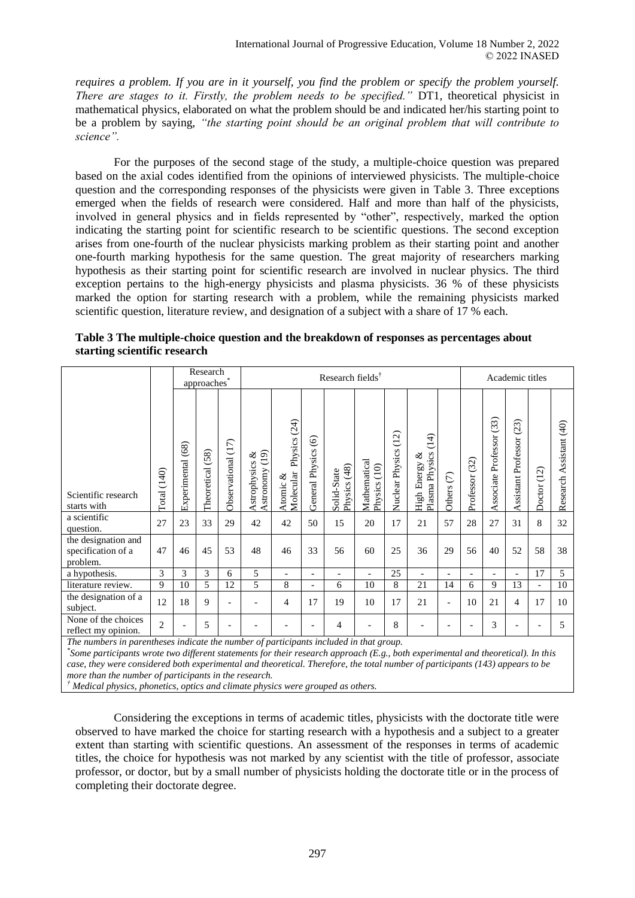*requires a problem. If you are in it yourself, you find the problem or specify the problem yourself. There are stages to it. Firstly, the problem needs to be specified."* DT1, theoretical physicist in mathematical physics, elaborated on what the problem should be and indicated her/his starting point to be a problem by saying, *"the starting point should be an original problem that will contribute to science".*

For the purposes of the second stage of the study, a multiple-choice question was prepared based on the axial codes identified from the opinions of interviewed physicists. The multiple-choice question and the corresponding responses of the physicists were given in Table 3. Three exceptions emerged when the fields of research were considered. Half and more than half of the physicists, involved in general physics and in fields represented by "other", respectively, marked the option indicating the starting point for scientific research to be scientific questions. The second exception arises from one-fourth of the nuclear physicists marking problem as their starting point and another one-fourth marking hypothesis for the same question. The great majority of researchers marking hypothesis as their starting point for scientific research are involved in nuclear physics. The third exception pertains to the high-energy physicists and plasma physicists. 36 % of these physicists marked the option for starting research with a problem, while the remaining physicists marked scientific question, literature review, and designation of a subject with a share of 17 % each.

**Table 3 The multiple-choice question and the breakdown of responses as percentages about starting scientific research**

| | | Research approaches* | | | Research fields† | | | | | | | | Academic titles | | | | |
|---|---|---|---|---|---|---|---|---|---|---|---|---|---|---|---|---|---|
| Scientific research starts with | Total (140) | Experimental (68) | Theoretical (58) | Observational (17) | Astrophysics & Astronomy (19) | Atomic & Molecular Physics (24) | General Physics (6) | Solid-State Physics (48) | Mathematical Physics (10) | Nuclear Physics (12) | High Energy & Plasma Physics (14) | Others (7) | Professor (32) | Associate Professor (33) | Assistant Professor (23) | Doctor (12) | Research Assistant (40) |
| a scientific question. | 27 | 23 | 33 | 29 | 42 | 42 | 50 | 15 | 20 | 17 | 21 | 57 | 28 | 27 | 31 | 8 | 32 |
| the designation and specification of a problem. | 47 | 46 | 45 | 53 | 48 | 46 | 33 | 56 | 60 | 25 | 36 | 29 | 56 | 40 | 52 | 58 | 38 |
| a hypothesis. | 3 | 3 | 3 | 6 | 5 | - | - | - | - | 25 | - | - | - | - | - | 17 | 5 |
| literature review. | 9 | 10 | 5 | 12 | 5 | 8 | - | 6 | 10 | 8 | 21 | 14 | 6 | 9 | 13 | - | 10 |
| the designation of a subject. | 12 | 18 | 9 | - | - | 4 | 17 | 19 | 10 | 17 | 21 | - | 10 | 21 | 4 | 17 | 10 |
| None of the choices reflect my opinion. | 2 | - | 5 | - | - | - | - | 4 | - | 8 | - | - | - | 3 | - | - | 5 |

*The numbers in parentheses indicate the number of participants included in that group.*
*Some participants wrote two different statements for their research approach (E.g., both experimental and theoretical). In this case, they were considered both experimental and theoretical. Therefore, the total number of participants (143) appears to be more than the number of participants in the research.*
† *Medical physics, phonetics, optics and climate physics were grouped as others.*

Considering the exceptions in terms of academic titles, physicists with the doctorate title were observed to have marked the choice for starting research with a hypothesis and a subject to a greater extent than starting with scientific questions. An assessment of the responses in terms of academic titles, the choice for hypothesis was not marked by any scientist with the title of professor, associate professor, or doctor, but by a small number of physicists holding the doctorate title or in the process of completing their doctorate degree.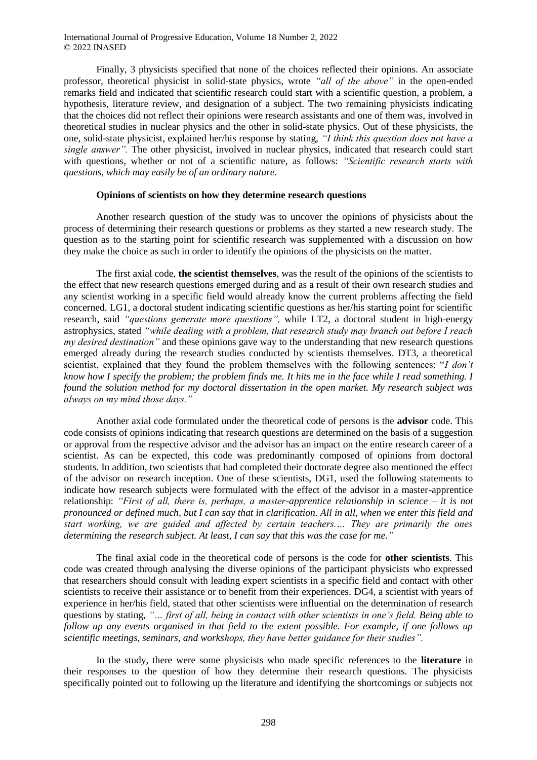Finally, 3 physicists specified that none of the choices reflected their opinions. An associate professor, theoretical physicist in solid-state physics, wrote *"all of the above"* in the open-ended remarks field and indicated that scientific research could start with a scientific question, a problem, a hypothesis, literature review, and designation of a subject. The two remaining physicists indicating that the choices did not reflect their opinions were research assistants and one of them was, involved in theoretical studies in nuclear physics and the other in solid-state physics. Out of these physicists, the one, solid-state physicist, explained her/his response by stating, *"I think this question does not have a single answer".* The other physicist, involved in nuclear physics, indicated that research could start with questions, whether or not of a scientific nature, as follows: *"Scientific research starts with questions, which may easily be of an ordinary nature.*

### Opinions of scientists on how they determine research questions

Another research question of the study was to uncover the opinions of physicists about the process of determining their research questions or problems as they started a new research study. The question as to the starting point for scientific research was supplemented with a discussion on how they make the choice as such in order to identify the opinions of the physicists on the matter.

The first axial code, **the scientist themselves**, was the result of the opinions of the scientists to the effect that new research questions emerged during and as a result of their own research studies and any scientist working in a specific field would already know the current problems affecting the field concerned. LG1, a doctoral student indicating scientific questions as her/his starting point for scientific research, said *"questions generate more questions",* while LT2, a doctoral student in high-energy astrophysics, stated *"while dealing with a problem, that research study may branch out before I reach my desired destination"* and these opinions gave way to the understanding that new research questions emerged already during the research studies conducted by scientists themselves. DT3, a theoretical scientist, explained that they found the problem themselves with the following sentences: "*I don't know how I specify the problem; the problem finds me. It hits me in the face while I read something. I found the solution method for my doctoral dissertation in the open market. My research subject was always on my mind those days."*

Another axial code formulated under the theoretical code of persons is the **advisor** code. This code consists of opinions indicating that research questions are determined on the basis of a suggestion or approval from the respective advisor and the advisor has an impact on the entire research career of a scientist. As can be expected, this code was predominantly composed of opinions from doctoral students. In addition, two scientists that had completed their doctorate degree also mentioned the effect of the advisor on research inception. One of these scientists, DG1, used the following statements to indicate how research subjects were formulated with the effect of the advisor in a master-apprentice relationship: *"First of all, there is, perhaps, a master-apprentice relationship in science – it is not pronounced or defined much, but I can say that in clarification. All in all, when we enter this field and start working, we are guided and affected by certain teachers…. They are primarily the ones determining the research subject. At least, I can say that this was the case for me."*

The final axial code in the theoretical code of persons is the code for **other scientists**. This code was created through analysing the diverse opinions of the participant physicists who expressed that researchers should consult with leading expert scientists in a specific field and contact with other scientists to receive their assistance or to benefit from their experiences. DG4, a scientist with years of experience in her/his field, stated that other scientists were influential on the determination of research questions by stating, *"… first of all, being in contact with other scientists in one's field. Being able to follow up any events organised in that field to the extent possible. For example, if one follows up scientific meetings, seminars, and workshops, they have better guidance for their studies".*

In the study, there were some physicists who made specific references to the **literature** in their responses to the question of how they determine their research questions. The physicists specifically pointed out to following up the literature and identifying the shortcomings or subjects not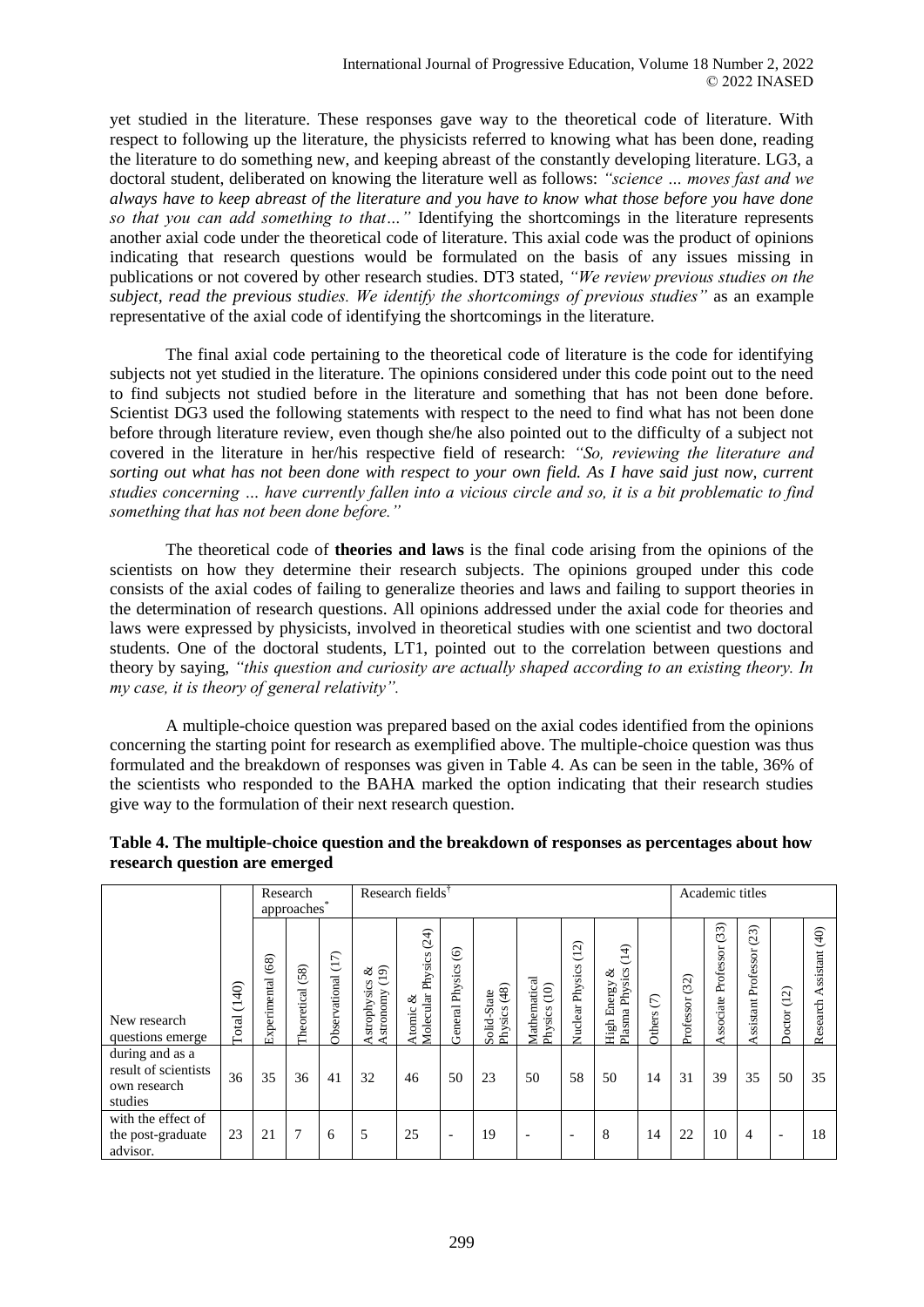yet studied in the literature. These responses gave way to the theoretical code of literature. With respect to following up the literature, the physicists referred to knowing what has been done, reading the literature to do something new, and keeping abreast of the constantly developing literature. LG3, a doctoral student, deliberated on knowing the literature well as follows: *"science … moves fast and we always have to keep abreast of the literature and you have to know what those before you have done so that you can add something to that…"* Identifying the shortcomings in the literature represents another axial code under the theoretical code of literature. This axial code was the product of opinions indicating that research questions would be formulated on the basis of any issues missing in publications or not covered by other research studies. DT3 stated, *"We review previous studies on the subject, read the previous studies. We identify the shortcomings of previous studies"* as an example representative of the axial code of identifying the shortcomings in the literature.

The final axial code pertaining to the theoretical code of literature is the code for identifying subjects not yet studied in the literature. The opinions considered under this code point out to the need to find subjects not studied before in the literature and something that has not been done before. Scientist DG3 used the following statements with respect to the need to find what has not been done before through literature review, even though she/he also pointed out to the difficulty of a subject not covered in the literature in her/his respective field of research: *"So, reviewing the literature and sorting out what has not been done with respect to your own field. As I have said just now, current studies concerning … have currently fallen into a vicious circle and so, it is a bit problematic to find something that has not been done before."*

The theoretical code of **theories and laws** is the final code arising from the opinions of the scientists on how they determine their research subjects. The opinions grouped under this code consists of the axial codes of failing to generalize theories and laws and failing to support theories in the determination of research questions. All opinions addressed under the axial code for theories and laws were expressed by physicists, involved in theoretical studies with one scientist and two doctoral students. One of the doctoral students, LT1, pointed out to the correlation between questions and theory by saying, *"this question and curiosity are actually shaped according to an existing theory. In my case, it is theory of general relativity".*

A multiple-choice question was prepared based on the axial codes identified from the opinions concerning the starting point for research as exemplified above. The multiple-choice question was thus formulated and the breakdown of responses was given in Table 4. As can be seen in the table, 36% of the scientists who responded to the BAHA marked the option indicating that their research studies give way to the formulation of their next research question.

**Table 4. The multiple-choice question and the breakdown of responses as percentages about how research question are emerged**

| | | Research approaches* | | | Research fields† | | | | | | | | Academic titles | | | | |
|---|---|---|---|---|---|---|---|---|---|---|---|---|---|---|---|---|---|
| New research questions emerge | Total (140) | Experimental (68) | Theoretical (58) | Observational (17) | Astrophysics & Astronomy (19) | Atomic & Molecular Physics (24) | General Physics (6) | Solid-State Physics (48) | Mathematical Physics (10) | Nuclear Physics (12) | High Energy & Plasma Physics (14) | Others (7) | Professor (32) | Associate Professor (33) | Assistant Professor (23) | Doctor (12) | Research Assistant (40) |
| during and as a result of scientists own research studies | 36 | 35 | 36 | 41 | 32 | 46 | 50 | 23 | 50 | 58 | 50 | 14 | 31 | 39 | 35 | 50 | 35 |
| with the effect of the post-graduate advisor. | 23 | 21 | 7 | 6 | 5 | 25 | - | 19 | - | - | 8 | 14 | 22 | 10 | 4 | - | 18 |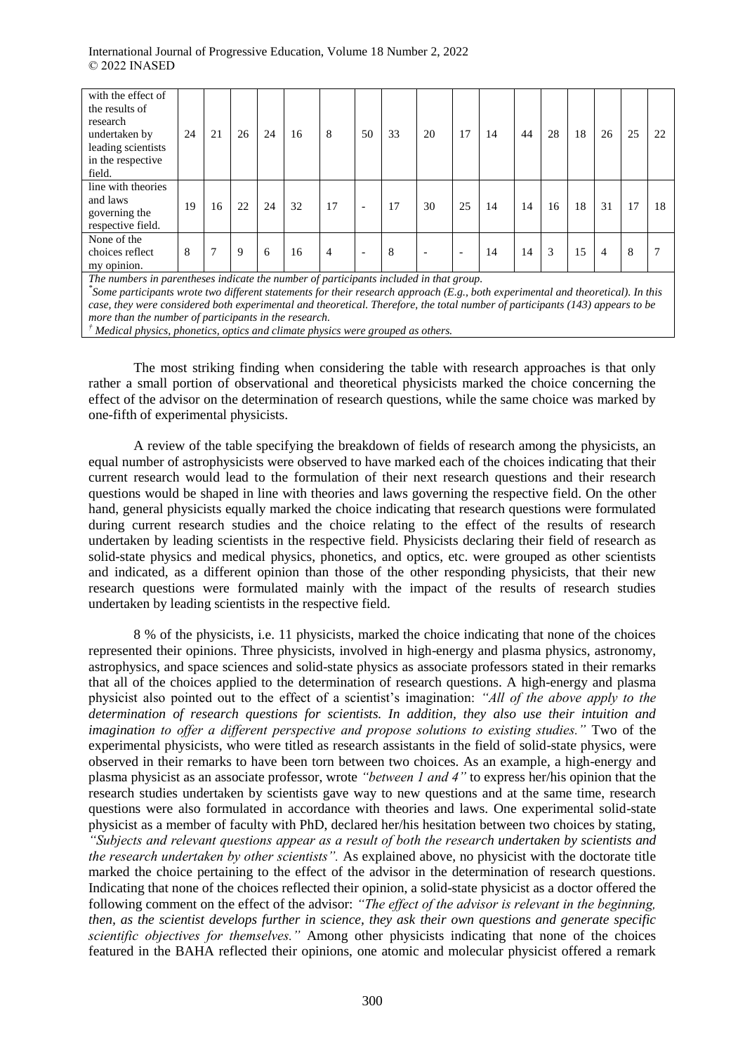| | | | | | | | | | | | | | | | | | |
|---|---|---|---|---|---|---|---|---|---|---|---|---|---|---|---|---|---|
| with the effect of the results of research undertaken by leading scientists in the respective field. | 24 | 21 | 26 | 24 | 16 | 8 | 50 | 33 | 20 | 17 | 14 | 44 | 28 | 18 | 26 | 25 | 22 |
| line with theories and laws governing the respective field. | 19 | 16 | 22 | 24 | 32 | 17 | - | 17 | 30 | 25 | 14 | 14 | 16 | 18 | 31 | 17 | 18 |
| None of the choices reflect my opinion. | 8 | 7 | 9 | 6 | 16 | 4 | - | 8 | - | - | 14 | 14 | 3 | 15 | 4 | 8 | 7 |

*The numbers in parentheses indicate the number of participants included in that group.*

*[*] Some participants wrote two different statements for their research approach (E.g., both experimental and theoretical). In this case, they were considered both experimental and theoretical. Therefore, the total number of participants (143) appears to be more than the number of participants in the research.*

*[†] Medical physics, phonetics, optics and climate physics were grouped as others.*

The most striking finding when considering the table with research approaches is that only rather a small portion of observational and theoretical physicists marked the choice concerning the effect of the advisor on the determination of research questions, while the same choice was marked by one-fifth of experimental physicists.

A review of the table specifying the breakdown of fields of research among the physicists, an equal number of astrophysicists were observed to have marked each of the choices indicating that their current research would lead to the formulation of their next research questions and their research questions would be shaped in line with theories and laws governing the respective field. On the other hand, general physicists equally marked the choice indicating that research questions were formulated during current research studies and the choice relating to the effect of the results of research undertaken by leading scientists in the respective field. Physicists declaring their field of research as solid-state physics and medical physics, phonetics, and optics, etc. were grouped as other scientists and indicated, as a different opinion than those of the other responding physicists, that their new research questions were formulated mainly with the impact of the results of research studies undertaken by leading scientists in the respective field.

8 % of the physicists, i.e. 11 physicists, marked the choice indicating that none of the choices represented their opinions. Three physicists, involved in high-energy and plasma physics, astronomy, astrophysics, and space sciences and solid-state physics as associate professors stated in their remarks that all of the choices applied to the determination of research questions. A high-energy and plasma physicist also pointed out to the effect of a scientist's imagination: *"All of the above apply to the determination of research questions for scientists. In addition, they also use their intuition and imagination to offer a different perspective and propose solutions to existing studies."* Two of the experimental physicists, who were titled as research assistants in the field of solid-state physics, were observed in their remarks to have been torn between two choices. As an example, a high-energy and plasma physicist as an associate professor, wrote *"between 1 and 4"* to express her/his opinion that the research studies undertaken by scientists gave way to new questions and at the same time, research questions were also formulated in accordance with theories and laws. One experimental solid-state physicist as a member of faculty with PhD, declared her/his hesitation between two choices by stating, *"Subjects and relevant questions appear as a result of both the research undertaken by scientists and the research undertaken by other scientists".* As explained above, no physicist with the doctorate title marked the choice pertaining to the effect of the advisor in the determination of research questions. Indicating that none of the choices reflected their opinion, a solid-state physicist as a doctor offered the following comment on the effect of the advisor: *"The effect of the advisor is relevant in the beginning, then, as the scientist develops further in science, they ask their own questions and generate specific scientific objectives for themselves."* Among other physicists indicating that none of the choices featured in the BAHA reflected their opinions, one atomic and molecular physicist offered a remark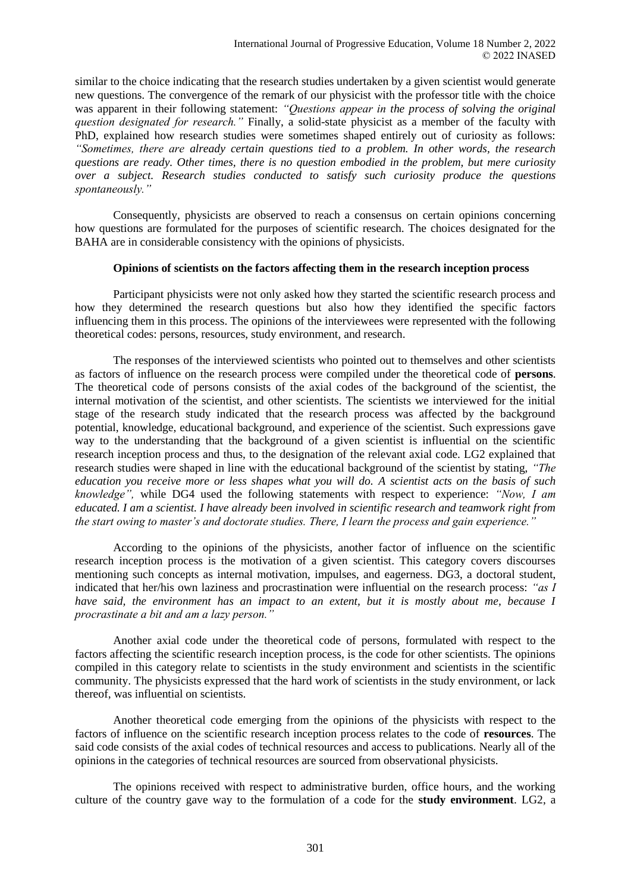similar to the choice indicating that the research studies undertaken by a given scientist would generate new questions. The convergence of the remark of our physicist with the professor title with the choice was apparent in their following statement: *"Questions appear in the process of solving the original question designated for research."* Finally, a solid-state physicist as a member of the faculty with PhD, explained how research studies were sometimes shaped entirely out of curiosity as follows: *"Sometimes, there are already certain questions tied to a problem. In other words, the research questions are ready. Other times, there is no question embodied in the problem, but mere curiosity over a subject. Research studies conducted to satisfy such curiosity produce the questions spontaneously."*

Consequently, physicists are observed to reach a consensus on certain opinions concerning how questions are formulated for the purposes of scientific research. The choices designated for the BAHA are in considerable consistency with the opinions of physicists.

### Opinions of scientists on the factors affecting them in the research inception process

Participant physicists were not only asked how they started the scientific research process and how they determined the research questions but also how they identified the specific factors influencing them in this process. The opinions of the interviewees were represented with the following theoretical codes: persons, resources, study environment, and research.

The responses of the interviewed scientists who pointed out to themselves and other scientists as factors of influence on the research process were compiled under the theoretical code of **persons**. The theoretical code of persons consists of the axial codes of the background of the scientist, the internal motivation of the scientist, and other scientists. The scientists we interviewed for the initial stage of the research study indicated that the research process was affected by the background potential, knowledge, educational background, and experience of the scientist. Such expressions gave way to the understanding that the background of a given scientist is influential on the scientific research inception process and thus, to the designation of the relevant axial code. LG2 explained that research studies were shaped in line with the educational background of the scientist by stating, *"The education you receive more or less shapes what you will do. A scientist acts on the basis of such knowledge"*, while DG4 used the following statements with respect to experience: *"Now, I am educated. I am a scientist. I have already been involved in scientific research and teamwork right from the start owing to master's and doctorate studies. There, I learn the process and gain experience."*

According to the opinions of the physicists, another factor of influence on the scientific research inception process is the motivation of a given scientist. This category covers discourses mentioning such concepts as internal motivation, impulses, and eagerness. DG3, a doctoral student, indicated that her/his own laziness and procrastination were influential on the research process: *"as I have said, the environment has an impact to an extent, but it is mostly about me, because I procrastinate a bit and am a lazy person."*

Another axial code under the theoretical code of persons, formulated with respect to the factors affecting the scientific research inception process, is the code for other scientists. The opinions compiled in this category relate to scientists in the study environment and scientists in the scientific community. The physicists expressed that the hard work of scientists in the study environment, or lack thereof, was influential on scientists.

Another theoretical code emerging from the opinions of the physicists with respect to the factors of influence on the scientific research inception process relates to the code of **resources**. The said code consists of the axial codes of technical resources and access to publications. Nearly all of the opinions in the categories of technical resources are sourced from observational physicists.

The opinions received with respect to administrative burden, office hours, and the working culture of the country gave way to the formulation of a code for the **study environment**. LG2, a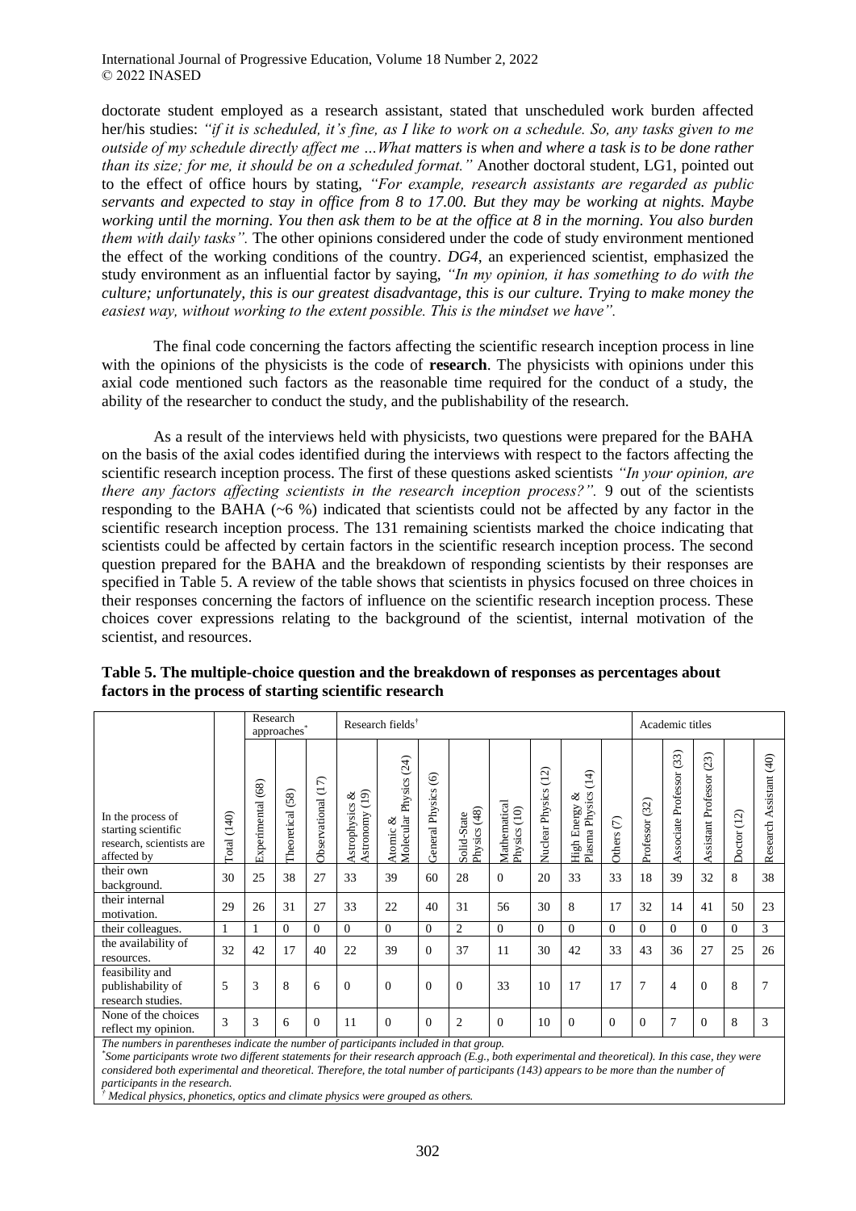doctorate student employed as a research assistant, stated that unscheduled work burden affected her/his studies: *"if it is scheduled, it's fine, as I like to work on a schedule. So, any tasks given to me outside of my schedule directly affect me …What matters is when and where a task is to be done rather than its size; for me, it should be on a scheduled format."* Another doctoral student, LG1, pointed out to the effect of office hours by stating, *"For example, research assistants are regarded as public servants and expected to stay in office from 8 to 17.00. But they may be working at nights. Maybe working until the morning. You then ask them to be at the office at 8 in the morning. You also burden them with daily tasks".* The other opinions considered under the code of study environment mentioned the effect of the working conditions of the country. *DG4*, an experienced scientist, emphasized the study environment as an influential factor by saying, *"In my opinion, it has something to do with the culture; unfortunately, this is our greatest disadvantage, this is our culture. Trying to make money the easiest way, without working to the extent possible. This is the mindset we have".*

The final code concerning the factors affecting the scientific research inception process in line with the opinions of the physicists is the code of **research**. The physicists with opinions under this axial code mentioned such factors as the reasonable time required for the conduct of a study, the ability of the researcher to conduct the study, and the publishability of the research.

As a result of the interviews held with physicists, two questions were prepared for the BAHA on the basis of the axial codes identified during the interviews with respect to the factors affecting the scientific research inception process. The first of these questions asked scientists *"In your opinion, are there any factors affecting scientists in the research inception process?".* 9 out of the scientists responding to the BAHA (~6 %) indicated that scientists could not be affected by any factor in the scientific research inception process. The 131 remaining scientists marked the choice indicating that scientists could be affected by certain factors in the scientific research inception process. The second question prepared for the BAHA and the breakdown of responding scientists by their responses are specified in Table 5. A review of the table shows that scientists in physics focused on three choices in their responses concerning the factors of influence on the scientific research inception process. These choices cover expressions relating to the background of the scientist, internal motivation of the scientist, and resources.

**Table 5. The multiple-choice question and the breakdown of responses as percentages about factors in the process of starting scientific research**

| | | Research approaches* | | | Research fields† | | | | | | | | Academic titles | | | | |
|---|---|---|---|---|---|---|---|---|---|---|---|---|---|---|---|---|---|
| In the process of starting scientific research, scientists are affected by | Total (140) | Experimental (68) | Theoretical (58) | Observational (17) | Astrophysics & Astronomy (19) | Atomic & Molecular Physics (24) | General Physics (6) | Solid-State Physics (48) | Mathematical Physics (10) | Nuclear Physics (12) | High Energy & Plasma Physics (14) | Others (7) | Professor (32) | Associate Professor (33) | Assistant Professor (23) | Doctor (12) | Research Assistant (40) |
| their own background. | 30 | 25 | 38 | 27 | 33 | 39 | 60 | 28 | 0 | 20 | 33 | 33 | 18 | 39 | 32 | 8 | 38 |
| their internal motivation. | 29 | 26 | 31 | 27 | 33 | 22 | 40 | 31 | 56 | 30 | 8 | 17 | 32 | 14 | 41 | 50 | 23 |
| their colleagues. | 1 | 1 | 0 | 0 | 0 | 0 | 0 | 2 | 0 | 0 | 0 | 0 | 0 | 0 | 0 | 0 | 3 |
| the availability of resources. | 32 | 42 | 17 | 40 | 22 | 39 | 0 | 37 | 11 | 30 | 42 | 33 | 43 | 36 | 27 | 25 | 26 |
| feasibility and publishability of research studies. | 5 | 3 | 8 | 6 | 0 | 0 | 0 | 0 | 33 | 10 | 17 | 17 | 7 | 4 | 0 | 8 | 7 |
| None of the choices reflect my opinion. | 3 | 3 | 6 | 0 | 11 | 0 | 0 | 2 | 0 | 10 | 0 | 0 | 0 | 7 | 0 | 8 | 3 |

*The numbers in parentheses indicate the number of participants included in that group.*
*Some participants wrote two different statements for their research approach (E.g., both experimental and theoretical). In this case, they were considered both experimental and theoretical. Therefore, the total number of participants (143) appears to be more than the number of participants in the research.*
† *Medical physics, phonetics, optics and climate physics were grouped as others.*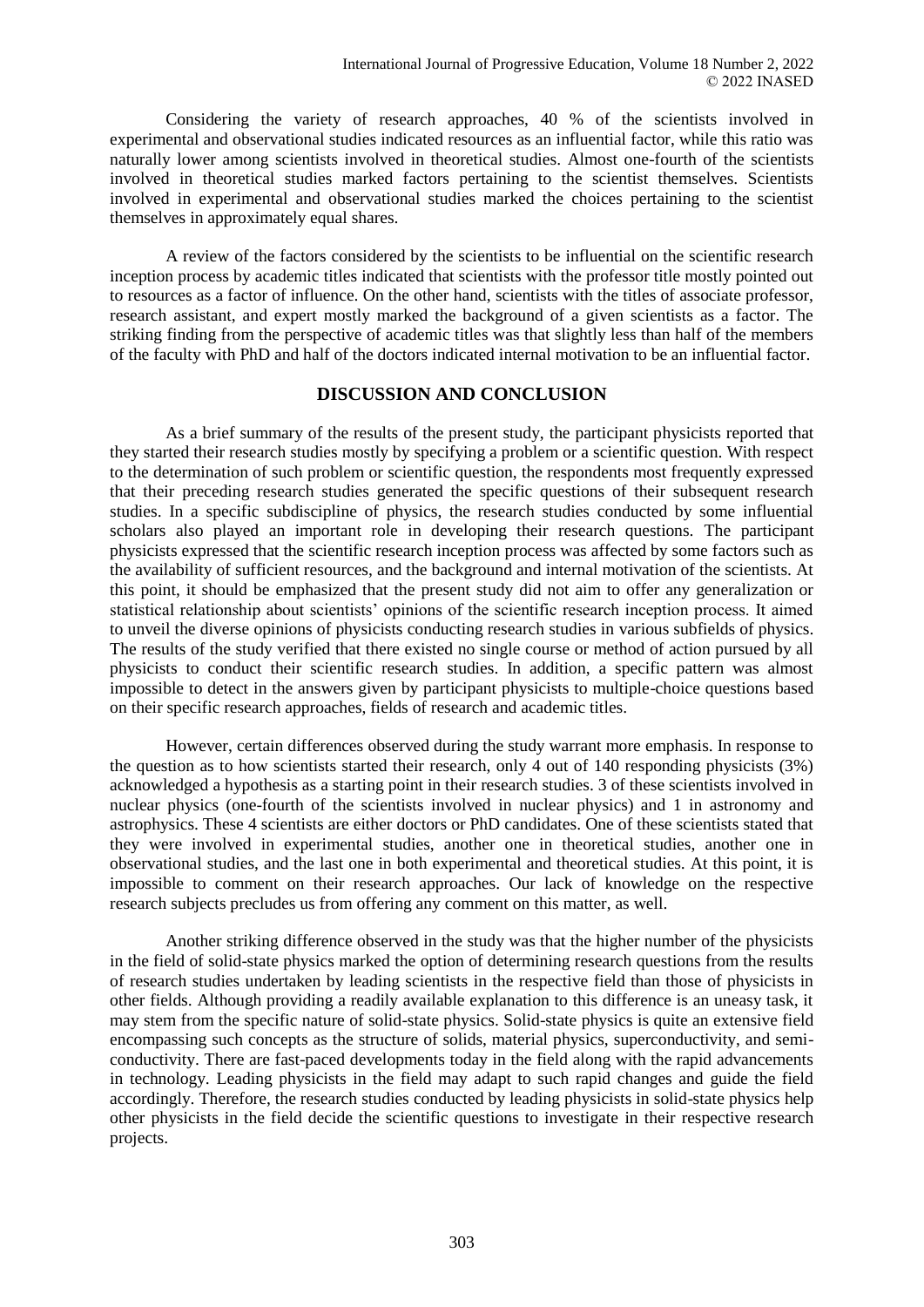Considering the variety of research approaches, 40 % of the scientists involved in experimental and observational studies indicated resources as an influential factor, while this ratio was naturally lower among scientists involved in theoretical studies. Almost one-fourth of the scientists involved in theoretical studies marked factors pertaining to the scientist themselves. Scientists involved in experimental and observational studies marked the choices pertaining to the scientist themselves in approximately equal shares.

A review of the factors considered by the scientists to be influential on the scientific research inception process by academic titles indicated that scientists with the professor title mostly pointed out to resources as a factor of influence. On the other hand, scientists with the titles of associate professor, research assistant, and expert mostly marked the background of a given scientists as a factor. The striking finding from the perspective of academic titles was that slightly less than half of the members of the faculty with PhD and half of the doctors indicated internal motivation to be an influential factor.

## DISCUSSION AND CONCLUSION

As a brief summary of the results of the present study, the participant physicists reported that they started their research studies mostly by specifying a problem or a scientific question. With respect to the determination of such problem or scientific question, the respondents most frequently expressed that their preceding research studies generated the specific questions of their subsequent research studies. In a specific subdiscipline of physics, the research studies conducted by some influential scholars also played an important role in developing their research questions. The participant physicists expressed that the scientific research inception process was affected by some factors such as the availability of sufficient resources, and the background and internal motivation of the scientists. At this point, it should be emphasized that the present study did not aim to offer any generalization or statistical relationship about scientists' opinions of the scientific research inception process. It aimed to unveil the diverse opinions of physicists conducting research studies in various subfields of physics. The results of the study verified that there existed no single course or method of action pursued by all physicists to conduct their scientific research studies. In addition, a specific pattern was almost impossible to detect in the answers given by participant physicists to multiple-choice questions based on their specific research approaches, fields of research and academic titles.

However, certain differences observed during the study warrant more emphasis. In response to the question as to how scientists started their research, only 4 out of 140 responding physicists (3%) acknowledged a hypothesis as a starting point in their research studies. 3 of these scientists involved in nuclear physics (one-fourth of the scientists involved in nuclear physics) and 1 in astronomy and astrophysics. These 4 scientists are either doctors or PhD candidates. One of these scientists stated that they were involved in experimental studies, another one in theoretical studies, another one in observational studies, and the last one in both experimental and theoretical studies. At this point, it is impossible to comment on their research approaches. Our lack of knowledge on the respective research subjects precludes us from offering any comment on this matter, as well.

Another striking difference observed in the study was that the higher number of the physicists in the field of solid-state physics marked the option of determining research questions from the results of research studies undertaken by leading scientists in the respective field than those of physicists in other fields. Although providing a readily available explanation to this difference is an uneasy task, it may stem from the specific nature of solid-state physics. Solid-state physics is quite an extensive field encompassing such concepts as the structure of solids, material physics, superconductivity, and semi-conductivity. There are fast-paced developments today in the field along with the rapid advancements in technology. Leading physicists in the field may adapt to such rapid changes and guide the field accordingly. Therefore, the research studies conducted by leading physicists in solid-state physics help other physicists in the field decide the scientific questions to investigate in their respective research projects.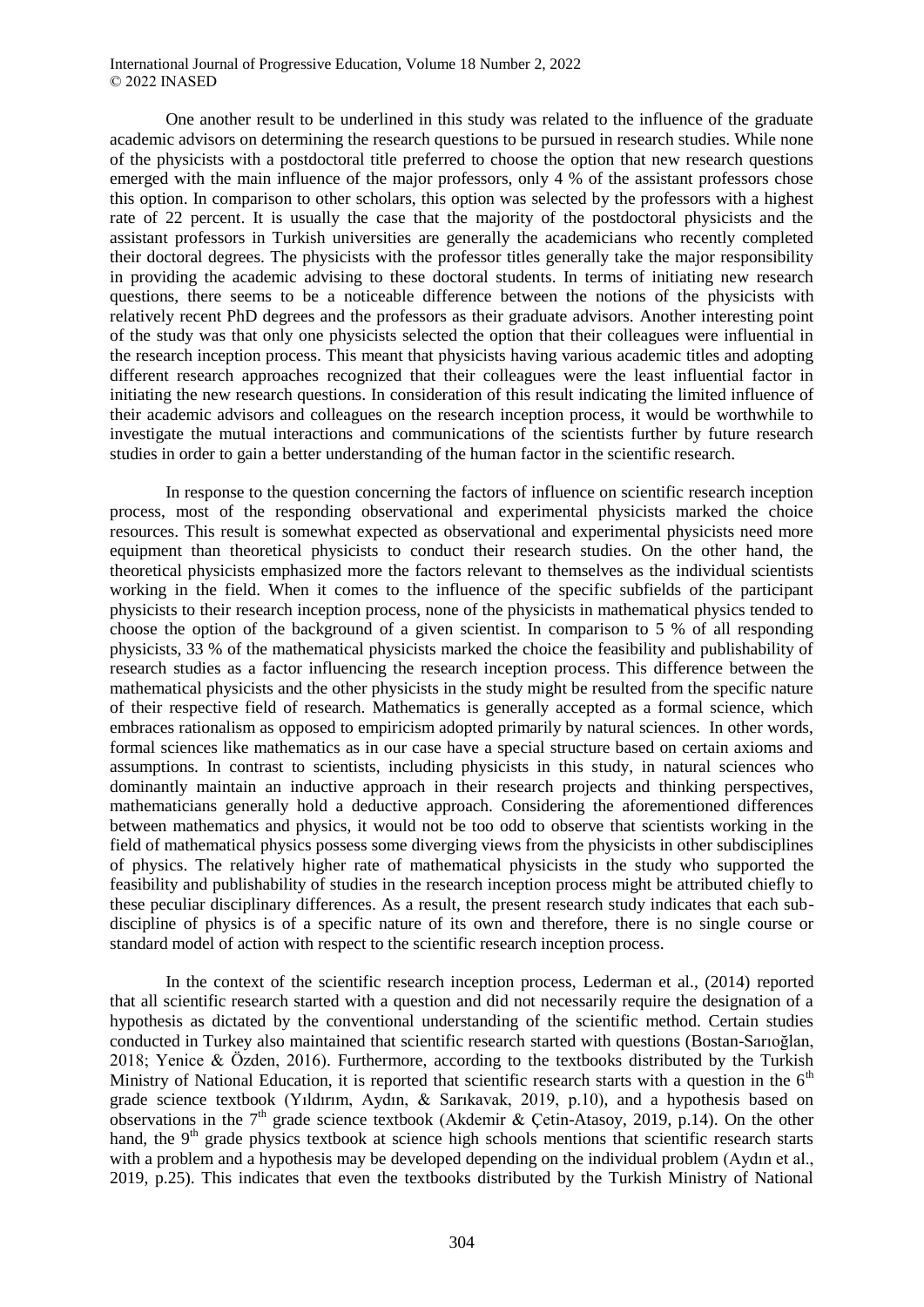One another result to be underlined in this study was related to the influence of the graduate academic advisors on determining the research questions to be pursued in research studies. While none of the physicists with a postdoctoral title preferred to choose the option that new research questions emerged with the main influence of the major professors, only 4 % of the assistant professors chose this option. In comparison to other scholars, this option was selected by the professors with a highest rate of 22 percent. It is usually the case that the majority of the postdoctoral physicists and the assistant professors in Turkish universities are generally the academicians who recently completed their doctoral degrees. The physicists with the professor titles generally take the major responsibility in providing the academic advising to these doctoral students. In terms of initiating new research questions, there seems to be a noticeable difference between the notions of the physicists with relatively recent PhD degrees and the professors as their graduate advisors. Another interesting point of the study was that only one physicists selected the option that their colleagues were influential in the research inception process. This meant that physicists having various academic titles and adopting different research approaches recognized that their colleagues were the least influential factor in initiating the new research questions. In consideration of this result indicating the limited influence of their academic advisors and colleagues on the research inception process, it would be worthwhile to investigate the mutual interactions and communications of the scientists further by future research studies in order to gain a better understanding of the human factor in the scientific research.

In response to the question concerning the factors of influence on scientific research inception process, most of the responding observational and experimental physicists marked the choice resources. This result is somewhat expected as observational and experimental physicists need more equipment than theoretical physicists to conduct their research studies. On the other hand, the theoretical physicists emphasized more the factors relevant to themselves as the individual scientists working in the field. When it comes to the influence of the specific subfields of the participant physicists to their research inception process, none of the physicists in mathematical physics tended to choose the option of the background of a given scientist. In comparison to 5 % of all responding physicists, 33 % of the mathematical physicists marked the choice the feasibility and publishability of research studies as a factor influencing the research inception process. This difference between the mathematical physicists and the other physicists in the study might be resulted from the specific nature of their respective field of research. Mathematics is generally accepted as a formal science, which embraces rationalism as opposed to empiricism adopted primarily by natural sciences. In other words, formal sciences like mathematics as in our case have a special structure based on certain axioms and assumptions. In contrast to scientists, including physicists in this study, in natural sciences who dominantly maintain an inductive approach in their research projects and thinking perspectives, mathematicians generally hold a deductive approach. Considering the aforementioned differences between mathematics and physics, it would not be too odd to observe that scientists working in the field of mathematical physics possess some diverging views from the physicists in other subdisciplines of physics. The relatively higher rate of mathematical physicists in the study who supported the feasibility and publishability of studies in the research inception process might be attributed chiefly to these peculiar disciplinary differences. As a result, the present research study indicates that each sub-discipline of physics is of a specific nature of its own and therefore, there is no single course or standard model of action with respect to the scientific research inception process.

In the context of the scientific research inception process, Lederman et al., (2014) reported that all scientific research started with a question and did not necessarily require the designation of a hypothesis as dictated by the conventional understanding of the scientific method. Certain studies conducted in Turkey also maintained that scientific research started with questions (Bostan-Sarıoğlan, 2018; Yenice & Özden, 2016). Furthermore, according to the textbooks distributed by the Turkish Ministry of National Education, it is reported that scientific research starts with a question in the 6th grade science textbook (Yıldırım, Aydın, & Sarıkavak, 2019, p.10), and a hypothesis based on observations in the 7th grade science textbook (Akdemir & Çetin-Atasoy, 2019, p.14). On the other hand, the 9th grade physics textbook at science high schools mentions that scientific research starts with a problem and a hypothesis may be developed depending on the individual problem (Aydın et al., 2019, p.25). This indicates that even the textbooks distributed by the Turkish Ministry of National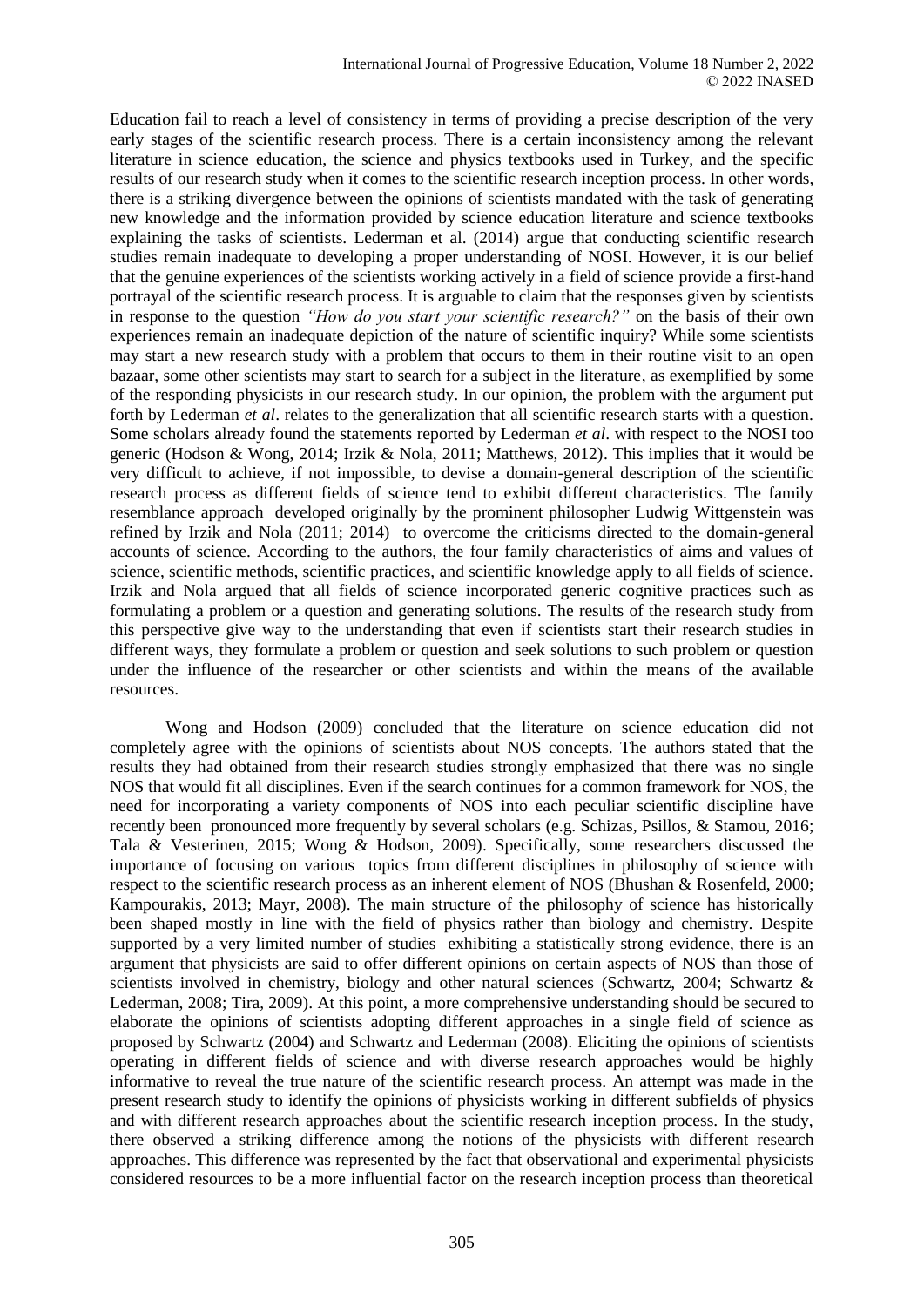Education fail to reach a level of consistency in terms of providing a precise description of the very early stages of the scientific research process. There is a certain inconsistency among the relevant literature in science education, the science and physics textbooks used in Turkey, and the specific results of our research study when it comes to the scientific research inception process. In other words, there is a striking divergence between the opinions of scientists mandated with the task of generating new knowledge and the information provided by science education literature and science textbooks explaining the tasks of scientists. Lederman et al. (2014) argue that conducting scientific research studies remain inadequate to developing a proper understanding of NOSI. However, it is our belief that the genuine experiences of the scientists working actively in a field of science provide a first-hand portrayal of the scientific research process. It is arguable to claim that the responses given by scientists in response to the question *"How do you start your scientific research?"* on the basis of their own experiences remain an inadequate depiction of the nature of scientific inquiry? While some scientists may start a new research study with a problem that occurs to them in their routine visit to an open bazaar, some other scientists may start to search for a subject in the literature, as exemplified by some of the responding physicists in our research study. In our opinion, the problem with the argument put forth by Lederman *et al*. relates to the generalization that all scientific research starts with a question. Some scholars already found the statements reported by Lederman *et al*. with respect to the NOSI too generic (Hodson & Wong, 2014; Irzik & Nola, 2011; Matthews, 2012). This implies that it would be very difficult to achieve, if not impossible, to devise a domain-general description of the scientific research process as different fields of science tend to exhibit different characteristics. The family resemblance approach developed originally by the prominent philosopher Ludwig Wittgenstein was refined by Irzik and Nola (2011; 2014) to overcome the criticisms directed to the domain-general accounts of science. According to the authors, the four family characteristics of aims and values of science, scientific methods, scientific practices, and scientific knowledge apply to all fields of science. Irzik and Nola argued that all fields of science incorporated generic cognitive practices such as formulating a problem or a question and generating solutions. The results of the research study from this perspective give way to the understanding that even if scientists start their research studies in different ways, they formulate a problem or question and seek solutions to such problem or question under the influence of the researcher or other scientists and within the means of the available resources.

Wong and Hodson (2009) concluded that the literature on science education did not completely agree with the opinions of scientists about NOS concepts. The authors stated that the results they had obtained from their research studies strongly emphasized that there was no single NOS that would fit all disciplines. Even if the search continues for a common framework for NOS, the need for incorporating a variety components of NOS into each peculiar scientific discipline have recently been pronounced more frequently by several scholars (e.g. Schizas, Psillos, & Stamou, 2016; Tala & Vesterinen, 2015; Wong & Hodson, 2009). Specifically, some researchers discussed the importance of focusing on various topics from different disciplines in philosophy of science with respect to the scientific research process as an inherent element of NOS (Bhushan & Rosenfeld, 2000; Kampourakis, 2013; Mayr, 2008). The main structure of the philosophy of science has historically been shaped mostly in line with the field of physics rather than biology and chemistry. Despite supported by a very limited number of studies exhibiting a statistically strong evidence, there is an argument that physicists are said to offer different opinions on certain aspects of NOS than those of scientists involved in chemistry, biology and other natural sciences (Schwartz, 2004; Schwartz & Lederman, 2008; Tira, 2009). At this point, a more comprehensive understanding should be secured to elaborate the opinions of scientists adopting different approaches in a single field of science as proposed by Schwartz (2004) and Schwartz and Lederman (2008). Eliciting the opinions of scientists operating in different fields of science and with diverse research approaches would be highly informative to reveal the true nature of the scientific research process. An attempt was made in the present research study to identify the opinions of physicists working in different subfields of physics and with different research approaches about the scientific research inception process. In the study, there observed a striking difference among the notions of the physicists with different research approaches. This difference was represented by the fact that observational and experimental physicists considered resources to be a more influential factor on the research inception process than theoretical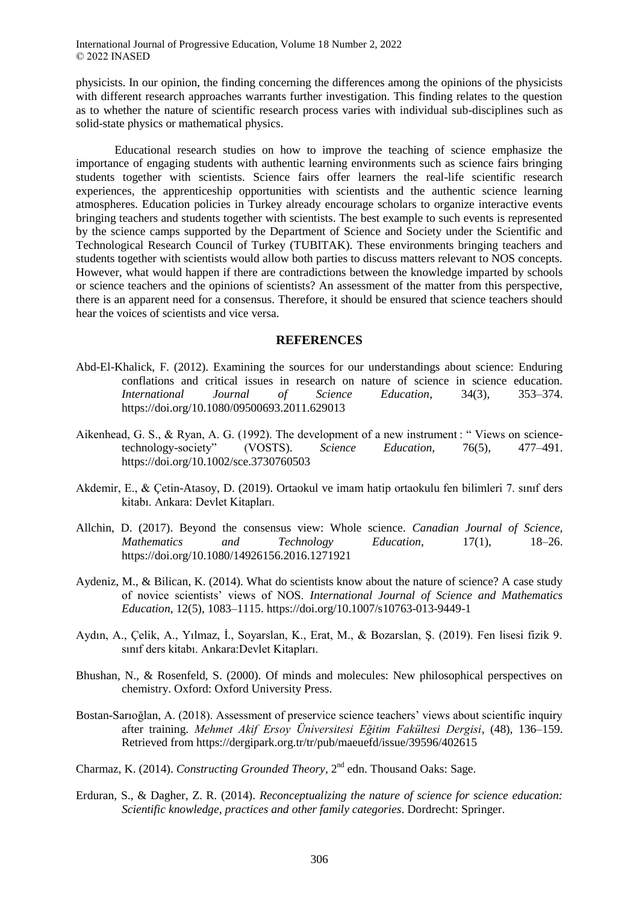physicists. In our opinion, the finding concerning the differences among the opinions of the physicists with different research approaches warrants further investigation. This finding relates to the question as to whether the nature of scientific research process varies with individual sub-disciplines such as solid-state physics or mathematical physics.

Educational research studies on how to improve the teaching of science emphasize the importance of engaging students with authentic learning environments such as science fairs bringing students together with scientists. Science fairs offer learners the real-life scientific research experiences, the apprenticeship opportunities with scientists and the authentic science learning atmospheres. Education policies in Turkey already encourage scholars to organize interactive events bringing teachers and students together with scientists. The best example to such events is represented by the science camps supported by the Department of Science and Society under the Scientific and Technological Research Council of Turkey (TUBITAK). These environments bringing teachers and students together with scientists would allow both parties to discuss matters relevant to NOS concepts. However, what would happen if there are contradictions between the knowledge imparted by schools or science teachers and the opinions of scientists? An assessment of the matter from this perspective, there is an apparent need for a consensus. Therefore, it should be ensured that science teachers should hear the voices of scientists and vice versa.

## REFERENCES

Abd-El-Khalick, F. (2012). Examining the sources for our understandings about science: Enduring conflations and critical issues in research on nature of science in science education. *International Journal of Science Education*, 34(3), 353–374. https://doi.org/10.1080/09500693.2011.629013

Aikenhead, G. S., & Ryan, A. G. (1992). The development of a new instrument : " Views on science-technology-society" (VOSTS). *Science Education*, 76(5), 477–491. https://doi.org/10.1002/sce.3730760503

Akdemir, E., & Çetin-Atasoy, D. (2019). Ortaokul ve imam hatip ortaokulu fen bilimleri 7. sınıf ders kitabı. Ankara: Devlet Kitapları.

Allchin, D. (2017). Beyond the consensus view: Whole science. *Canadian Journal of Science, Mathematics and Technology Education*, 17(1), 18–26. https://doi.org/10.1080/14926156.2016.1271921

Aydeniz, M., & Bilican, K. (2014). What do scientists know about the nature of science? A case study of novice scientists' views of NOS. *International Journal of Science and Mathematics Education*, 12(5), 1083–1115. https://doi.org/10.1007/s10763-013-9449-1

Aydın, A., Çelik, A., Yılmaz, İ., Soyarslan, K., Erat, M., & Bozarslan, Ş. (2019). Fen lisesi fizik 9. sınıf ders kitabı. Ankara:Devlet Kitapları.

Bhushan, N., & Rosenfeld, S. (2000). Of minds and molecules: New philosophical perspectives on chemistry. Oxford: Oxford University Press.

Bostan-Sarıoğlan, A. (2018). Assessment of preservice science teachers' views about scientific inquiry after training. *Mehmet Akif Ersoy Üniversitesi Eğitim Fakültesi Dergisi*, (48), 136–159. Retrieved from https://dergipark.org.tr/tr/pub/maeuefd/issue/39596/402615

Charmaz, K. (2014). *Constructing Grounded Theory*, 2nd edn. Thousand Oaks: Sage.

Erduran, S., & Dagher, Z. R. (2014). *Reconceptualizing the nature of science for science education: Scientific knowledge, practices and other family categories*. Dordrecht: Springer.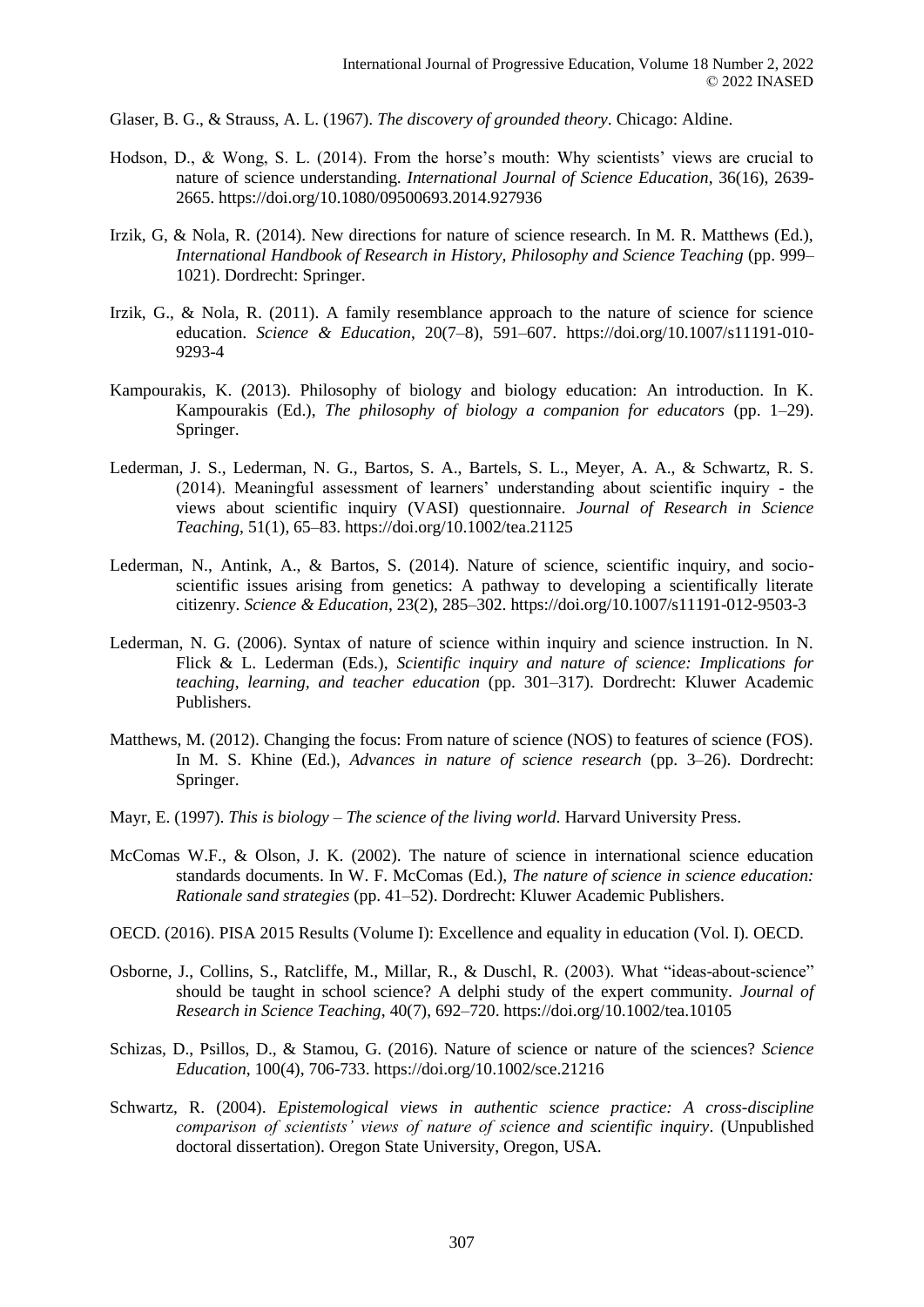Glaser, B. G., & Strauss, A. L. (1967). *The discovery of grounded theory*. Chicago: Aldine.

Hodson, D., & Wong, S. L. (2014). From the horse's mouth: Why scientists' views are crucial to nature of science understanding. *International Journal of Science Education*, 36(16), 2639-2665. https://doi.org/10.1080/09500693.2014.927936

Irzik, G, & Nola, R. (2014). New directions for nature of science research. In M. R. Matthews (Ed.), *International Handbook of Research in History, Philosophy and Science Teaching* (pp. 999–1021). Dordrecht: Springer.

Irzik, G., & Nola, R. (2011). A family resemblance approach to the nature of science for science education. *Science & Education*, 20(7–8), 591–607. https://doi.org/10.1007/s11191-010-9293-4

Kampourakis, K. (2013). Philosophy of biology and biology education: An introduction. In K. Kampourakis (Ed.), *The philosophy of biology a companion for educators* (pp. 1–29). Springer.

Lederman, J. S., Lederman, N. G., Bartos, S. A., Bartels, S. L., Meyer, A. A., & Schwartz, R. S. (2014). Meaningful assessment of learners' understanding about scientific inquiry - the views about scientific inquiry (VASI) questionnaire. *Journal of Research in Science Teaching*, 51(1), 65–83. https://doi.org/10.1002/tea.21125

Lederman, N., Antink, A., & Bartos, S. (2014). Nature of science, scientific inquiry, and socio-scientific issues arising from genetics: A pathway to developing a scientifically literate citizenry. *Science & Education*, 23(2), 285–302. https://doi.org/10.1007/s11191-012-9503-3

Lederman, N. G. (2006). Syntax of nature of science within inquiry and science instruction. In N. Flick & L. Lederman (Eds.), *Scientific inquiry and nature of science: Implications for teaching, learning, and teacher education* (pp. 301–317). Dordrecht: Kluwer Academic Publishers.

Matthews, M. (2012). Changing the focus: From nature of science (NOS) to features of science (FOS). In M. S. Khine (Ed.), *Advances in nature of science research* (pp. 3–26). Dordrecht: Springer.

Mayr, E. (1997). *This is biology – The science of the living world*. Harvard University Press.

McComas W.F., & Olson, J. K. (2002). The nature of science in international science education standards documents. In W. F. McComas (Ed.), *The nature of science in science education: Rationale sand strategies* (pp. 41–52). Dordrecht: Kluwer Academic Publishers.

OECD. (2016). PISA 2015 Results (Volume I): Excellence and equality in education (Vol. I). OECD.

Osborne, J., Collins, S., Ratcliffe, M., Millar, R., & Duschl, R. (2003). What "ideas-about-science" should be taught in school science? A delphi study of the expert community. *Journal of Research in Science Teaching*, 40(7), 692–720. https://doi.org/10.1002/tea.10105

Schizas, D., Psillos, D., & Stamou, G. (2016). Nature of science or nature of the sciences? *Science Education*, 100(4), 706-733. https://doi.org/10.1002/sce.21216

Schwartz, R. (2004). *Epistemological views in authentic science practice: A cross-discipline comparison of scientists' views of nature of science and scientific inquiry*. (Unpublished doctoral dissertation). Oregon State University, Oregon, USA.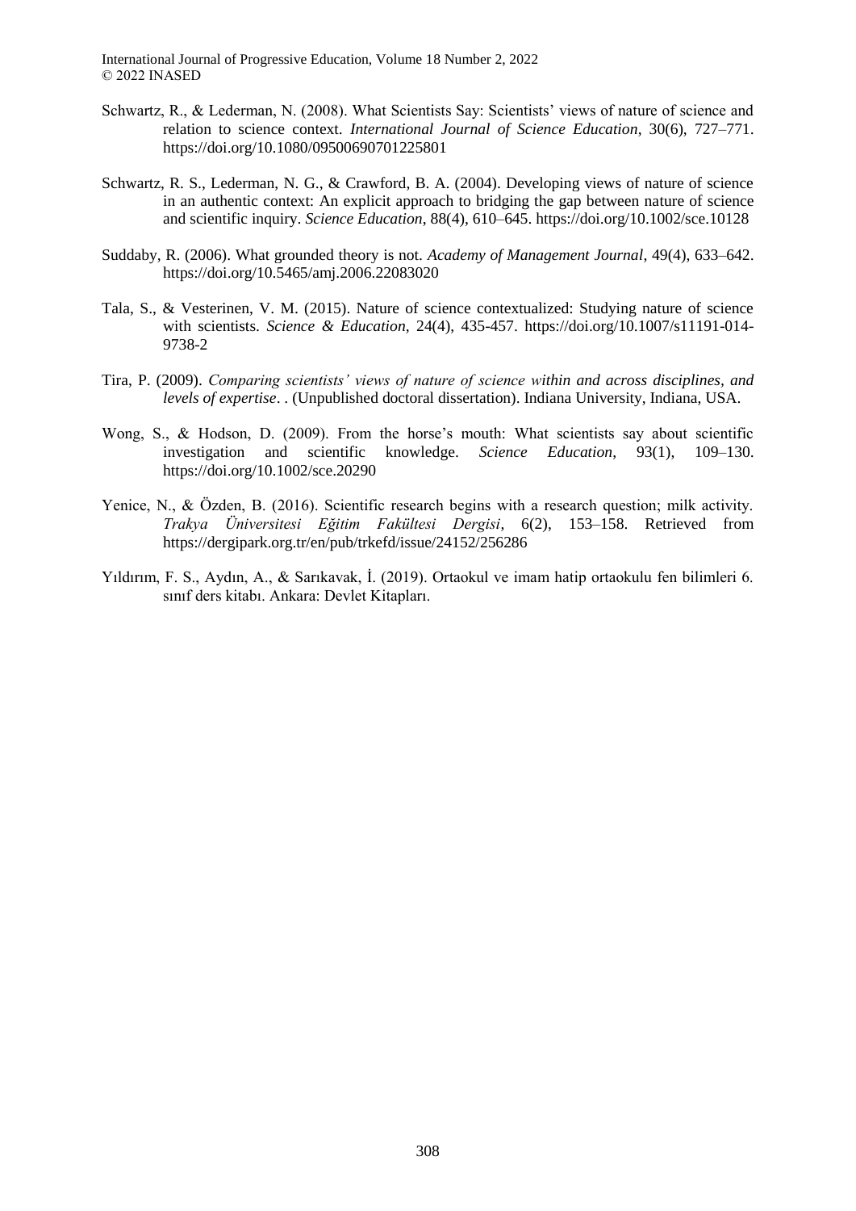Schwartz, R., & Lederman, N. (2008). What Scientists Say: Scientists' views of nature of science and relation to science context. *International Journal of Science Education*, 30(6), 727–771. https://doi.org/10.1080/09500690701225801

Schwartz, R. S., Lederman, N. G., & Crawford, B. A. (2004). Developing views of nature of science in an authentic context: An explicit approach to bridging the gap between nature of science and scientific inquiry. *Science Education*, 88(4), 610–645. https://doi.org/10.1002/sce.10128

Suddaby, R. (2006). What grounded theory is not. *Academy of Management Journal*, 49(4), 633–642. https://doi.org/10.5465/amj.2006.22083020

Tala, S., & Vesterinen, V. M. (2015). Nature of science contextualized: Studying nature of science with scientists. *Science & Education*, 24(4), 435-457. https://doi.org/10.1007/s11191-014-9738-2

Tira, P. (2009). *Comparing scientists' views of nature of science within and across disciplines, and levels of expertise*. . (Unpublished doctoral dissertation). Indiana University, Indiana, USA.

Wong, S., & Hodson, D. (2009). From the horse's mouth: What scientists say about scientific investigation and scientific knowledge. *Science Education*, 93(1), 109–130. https://doi.org/10.1002/sce.20290

Yenice, N., & Özden, B. (2016). Scientific research begins with a research question; milk activity. *Trakya Üniversitesi Eğitim Fakültesi Dergisi*, 6(2), 153–158. Retrieved from https://dergipark.org.tr/en/pub/trkefd/issue/24152/256286

Yıldırım, F. S., Aydın, A., & Sarıkavak, İ. (2019). Ortaokul ve imam hatip ortaokulu fen bilimleri 6. sınıf ders kitabı. Ankara: Devlet Kitapları.